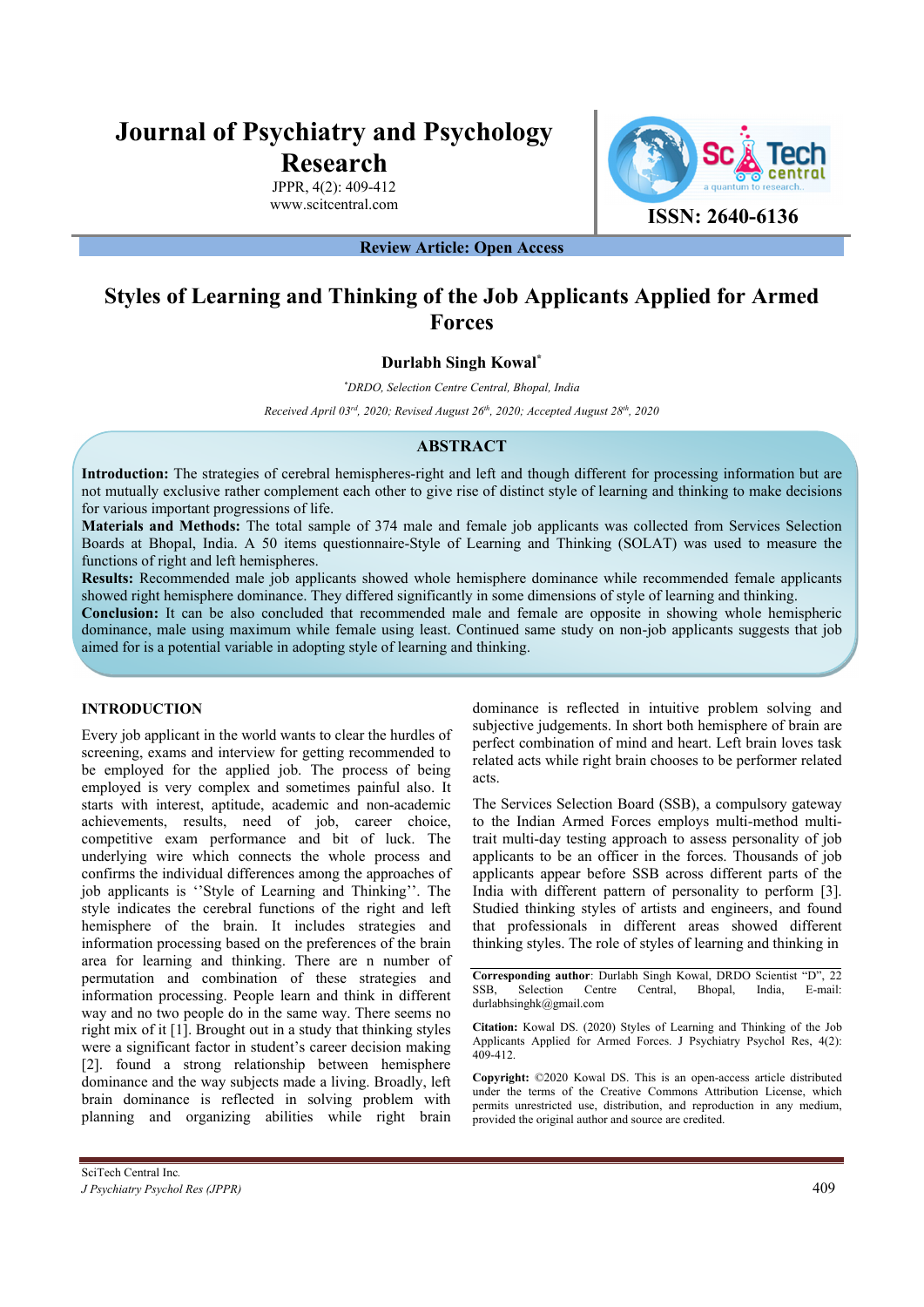# Journal of Psychiatry and Psychology Research

JPPR, 4(2): 409-412
www.scitcentral.com

ISSN: 2640-6136

**Review Article: Open Access**

## Styles of Learning and Thinking of the Job Applicants Applied for Armed Forces

**Durlabh Singh Kowal***

*\*DRDO, Selection Centre Central, Bhopal, India*

*Received April 03rd, 2020; Revised August 26th, 2020; Accepted August 28th, 2020*

### ABSTRACT

**Introduction:** The strategies of cerebral hemispheres-right and left and though different for processing information but are not mutually exclusive rather complement each other to give rise of distinct style of learning and thinking to make decisions for various important progressions of life.

**Materials and Methods:** The total sample of 374 male and female job applicants was collected from Services Selection Boards at Bhopal, India. A 50 items questionnaire-Style of Learning and Thinking (SOLAT) was used to measure the functions of right and left hemispheres.

**Results:** Recommended male job applicants showed whole hemisphere dominance while recommended female applicants showed right hemisphere dominance. They differed significantly in some dimensions of style of learning and thinking.

**Conclusion:** It can be also concluded that recommended male and female are opposite in showing whole hemispheric dominance, male using maximum while female using least. Continued same study on non-job applicants suggests that job aimed for is a potential variable in adopting style of learning and thinking.

### INTRODUCTION

Every job applicant in the world wants to clear the hurdles of screening, exams and interview for getting recommended to be employed for the applied job. The process of being employed is very complex and sometimes painful also. It starts with interest, aptitude, academic and non-academic achievements, results, need of job, career choice, competitive exam performance and bit of luck. The underlying wire which connects the whole process and confirms the individual differences among the approaches of job applicants is ''Style of Learning and Thinking''. The style indicates the cerebral functions of the right and left hemisphere of the brain. It includes strategies and information processing based on the preferences of the brain area for learning and thinking. There are n number of permutation and combination of these strategies and information processing. People learn and think in different way and no two people do in the same way. There seems no right mix of it [1]. Brought out in a study that thinking styles were a significant factor in student's career decision making [2]. found a strong relationship between hemisphere dominance and the way subjects made a living. Broadly, left brain dominance is reflected in solving problem with planning and organizing abilities while right brain dominance is reflected in intuitive problem solving and subjective judgements. In short both hemisphere of brain are perfect combination of mind and heart. Left brain loves task related acts while right brain chooses to be performer related acts.

The Services Selection Board (SSB), a compulsory gateway to the Indian Armed Forces employs multi-method multi-trait multi-day testing approach to assess personality of job applicants to be an officer in the forces. Thousands of job applicants appear before SSB across different parts of the India with different pattern of personality to perform [3]. Studied thinking styles of artists and engineers, and found that professionals in different areas showed different thinking styles. The role of styles of learning and thinking in

**Corresponding author**: Durlabh Singh Kowal, DRDO Scientist "D", 22 SSB, Selection Centre Central, Bhopal, India, E-mail: durlabhsinghk@gmail.com

**Citation:** Kowal DS. (2020) Styles of Learning and Thinking of the Job Applicants Applied for Armed Forces. J Psychiatry Psychol Res, 4(2): 409-412.

**Copyright:** ©2020 Kowal DS. This is an open-access article distributed under the terms of the Creative Commons Attribution License, which permits unrestricted use, distribution, and reproduction in any medium, provided the original author and source are credited.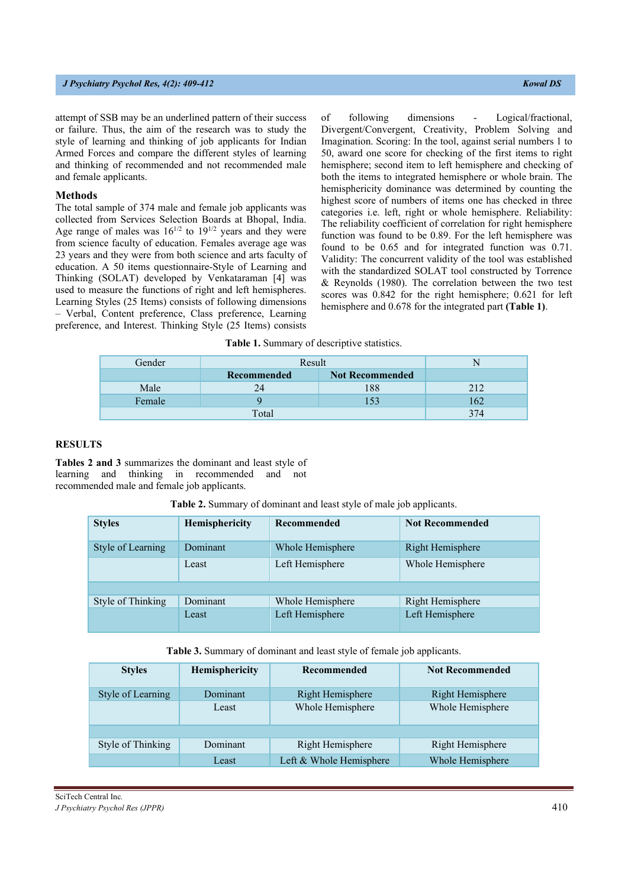attempt of SSB may be an underlined pattern of their success or failure. Thus, the aim of the research was to study the style of learning and thinking of job applicants for Indian Armed Forces and compare the different styles of learning and thinking of recommended and not recommended male and female applicants.

## Methods

The total sample of 374 male and female job applicants was collected from Services Selection Boards at Bhopal, India. Age range of males was $16^{1/2}$ to $19^{1/2}$ years and they were from science faculty of education. Females average age was 23 years and they were from both science and arts faculty of education. A 50 items questionnaire-Style of Learning and Thinking (SOLAT) developed by Venkataraman [4] was used to measure the functions of right and left hemispheres. Learning Styles (25 Items) consists of following dimensions – Verbal, Content preference, Class preference, Learning preference, and Interest. Thinking Style (25 Items) consists of following dimensions - Logical/fractional, Divergent/Convergent, Creativity, Problem Solving and Imagination. Scoring: In the tool, against serial numbers 1 to 50, award one score for checking of the first items to right hemisphere; second item to left hemisphere and checking of both the items to integrated hemisphere or whole brain. The hemisphericity dominance was determined by counting the highest score of numbers of items one has checked in three categories i.e. left, right or whole hemisphere. Reliability: The reliability coefficient of correlation for right hemisphere function was found to be 0.89. For the left hemisphere was found to be 0.65 and for integrated function was 0.71. Validity: The concurrent validity of the tool was established with the standardized SOLAT tool constructed by Torrence & Reynolds (1980). The correlation between the two test scores was 0.842 for the right hemisphere; 0.621 for left hemisphere and 0.678 for the integrated part **(Table 1)**.

**Table 1.** Summary of descriptive statistics.

| Gender | Result | | N |
|---|---|---|---|
| | **Recommended** | **Not Recommended** | |
| Male | 24 | 188 | 212 |
| Female | 9 | 153 | 162 |
| Total | | | 374 |

## RESULTS

**Tables 2 and 3** summarizes the dominant and least style of learning and thinking in recommended and not recommended male and female job applicants.

**Table 2.** Summary of dominant and least style of male job applicants.

| Styles | Hemisphericity | Recommended | Not Recommended |
|---|---|---|---|
| Style of Learning | Dominant | Whole Hemisphere | Right Hemisphere |
| | Least | Left Hemisphere | Whole Hemisphere |
| | | | |
| Style of Thinking | Dominant | Whole Hemisphere | Right Hemisphere |
| | Least | Left Hemisphere | Left Hemisphere |

**Table 3.** Summary of dominant and least style of female job applicants.

| Styles | Hemisphericity | Recommended | Not Recommended |
|---|---|---|---|
| Style of Learning | Dominant | Right Hemisphere | Right Hemisphere |
| | Least | Whole Hemisphere | Whole Hemisphere |
| | | | |
| Style of Thinking | Dominant | Right Hemisphere | Right Hemisphere |
| | Least | Left & Whole Hemisphere | Whole Hemisphere |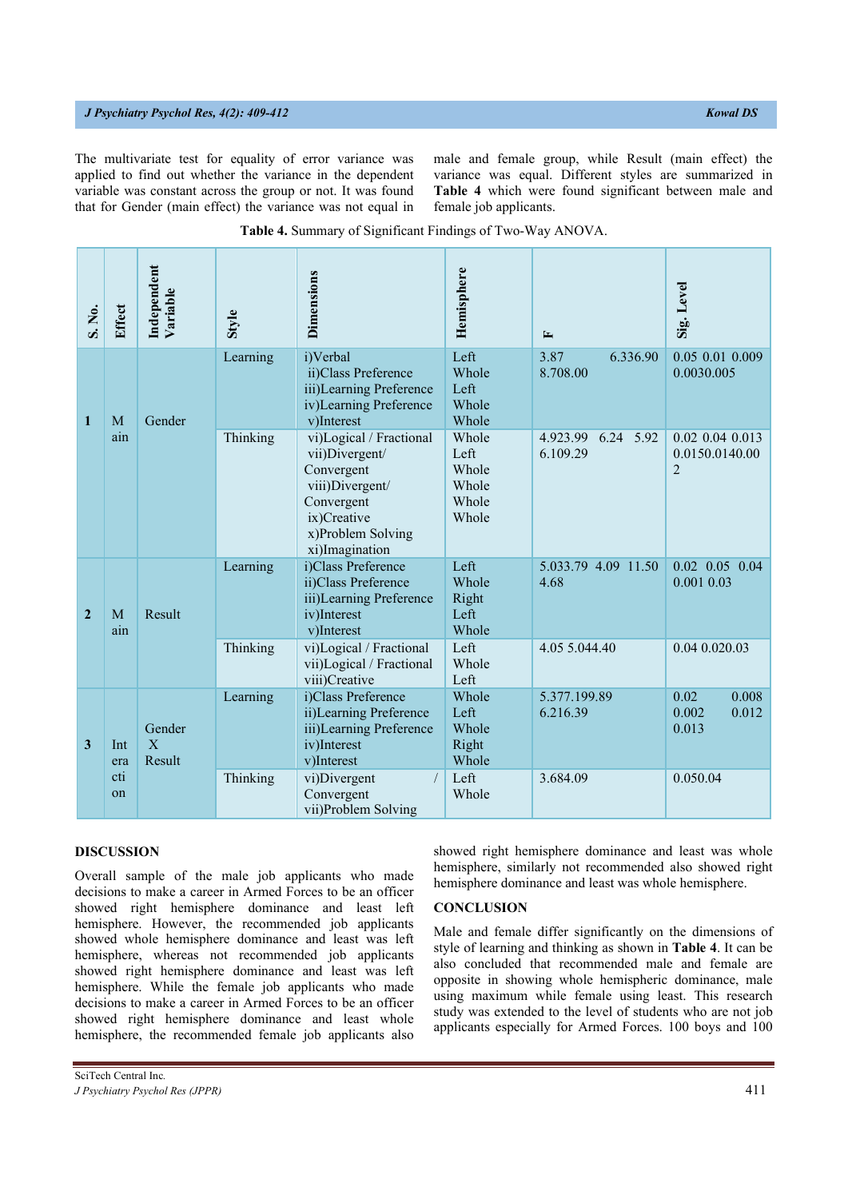The multivariate test for equality of error variance was applied to find out whether the variance in the dependent variable was constant across the group or not. It was found that for Gender (main effect) the variance was not equal in male and female group, while Result (main effect) the variance was equal. Different styles are summarized in **Table 4** which were found significant between male and female job applicants.

**Table 4.** Summary of Significant Findings of Two-Way ANOVA.

| S. No. | Effect | Independent Variable | Style | Dimensions | Hemisphere | F | Sig. Level |
|---|---|---|---|---|---|---|---|
| 1 | Main | Gender | Learning | i)Verbal ii)Class Preference iii)Learning Preference iv)Learning Preference v)Interest | Left Whole Left Whole Whole | 3.87 6.336.90 8.708.00 | 0.05 0.01 0.009 0.0030.005 |
| | | | Thinking | vi)Logical / Fractional vii)Divergent/ Convergent viii)Divergent/ Convergent ix)Creative x)Problem Solving xi)Imagination | Whole Left Whole Whole Whole Whole | 4.923.99 6.24 5.92 6.109.29 | 0.02 0.04 0.013 0.0150.0140.00 2 |
| 2 | Main | Result | Learning | i)Class Preference ii)Class Preference iii)Learning Preference iv)Interest v)Interest | Left Whole Right Left Whole | 5.033.79 4.09 11.50 4.68 | 0.02 0.05 0.04 0.001 0.03 |
| | | | Thinking | vi)Logical / Fractional vii)Logical / Fractional viii)Creative | Left Whole Left | 4.05 5.044.40 | 0.04 0.020.03 |
| 3 | Interaction | Gender X Result | Learning | i)Class Preference ii)Learning Preference iii)Learning Preference iv)Interest v)Interest | Whole Left Whole Right Whole | 5.377.199.89 6.216.39 | 0.02 0.008 0.002 0.012 0.013 |
| | | | Thinking | vi)Divergent / Convergent vii)Problem Solving | Left Whole | 3.684.09 | 0.050.04 |

## DISCUSSION

Overall sample of the male job applicants who made decisions to make a career in Armed Forces to be an officer showed right hemisphere dominance and least left hemisphere. However, the recommended job applicants showed whole hemisphere dominance and least was left hemisphere, whereas not recommended job applicants showed right hemisphere dominance and least was left hemisphere. While the female job applicants who made decisions to make a career in Armed Forces to be an officer showed right hemisphere dominance and least whole hemisphere, the recommended female job applicants also showed right hemisphere dominance and least was whole hemisphere, similarly not recommended also showed right hemisphere dominance and least was whole hemisphere.

## CONCLUSION

Male and female differ significantly on the dimensions of style of learning and thinking as shown in **Table 4**. It can be also concluded that recommended male and female are opposite in showing whole hemispheric dominance, male using maximum while female using least. This research study was extended to the level of students who are not job applicants especially for Armed Forces. 100 boys and 100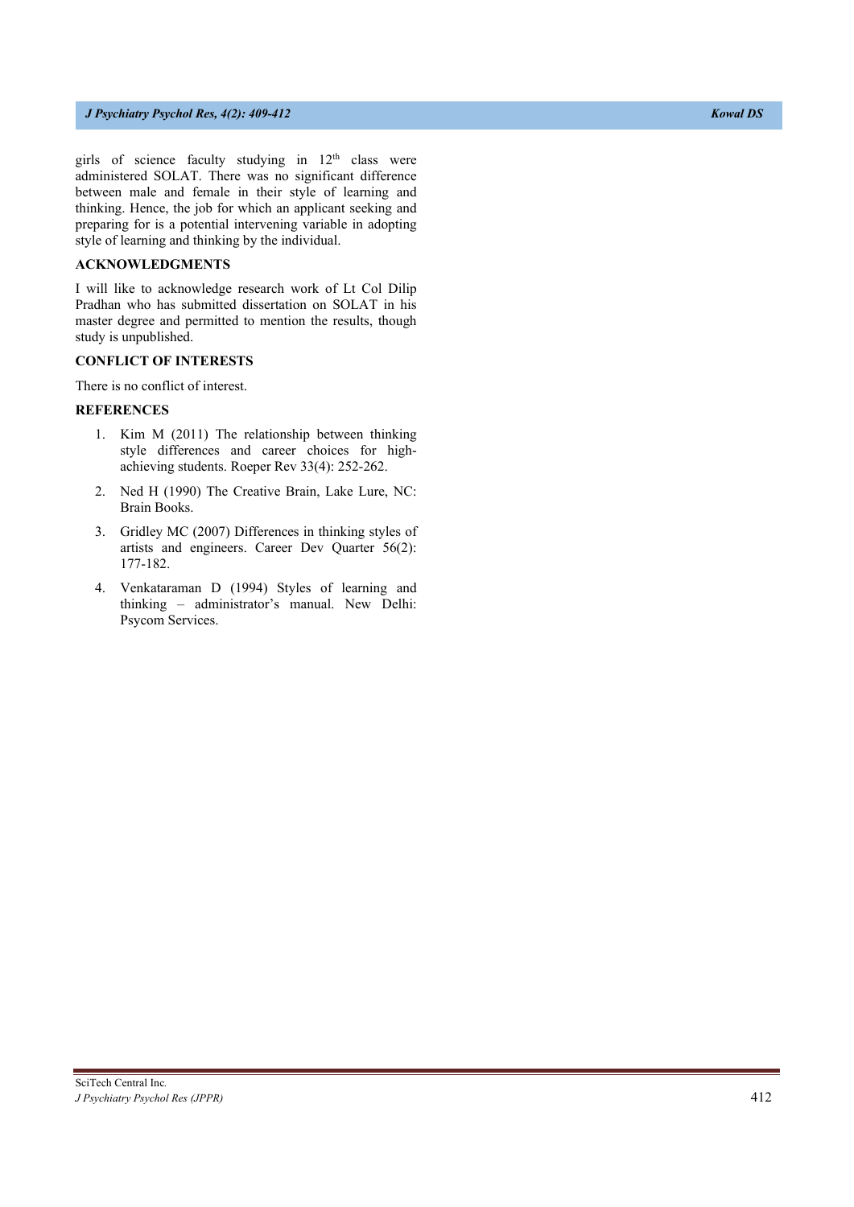girls of science faculty studying in 12th class were administered SOLAT. There was no significant difference between male and female in their style of learning and thinking. Hence, the job for which an applicant seeking and preparing for is a potential intervening variable in adopting style of learning and thinking by the individual.

## ACKNOWLEDGMENTS

I will like to acknowledge research work of Lt Col Dilip Pradhan who has submitted dissertation on SOLAT in his master degree and permitted to mention the results, though study is unpublished.

## CONFLICT OF INTERESTS

There is no conflict of interest.

## REFERENCES

1. Kim M (2011) The relationship between thinking style differences and career choices for high-achieving students. Roeper Rev 33(4): 252-262.
2. Ned H (1990) The Creative Brain, Lake Lure, NC: Brain Books.
3. Gridley MC (2007) Differences in thinking styles of artists and engineers. Career Dev Quarter 56(2): 177-182.
4. Venkataraman D (1994) Styles of learning and thinking – administrator's manual. New Delhi: Psycom Services.